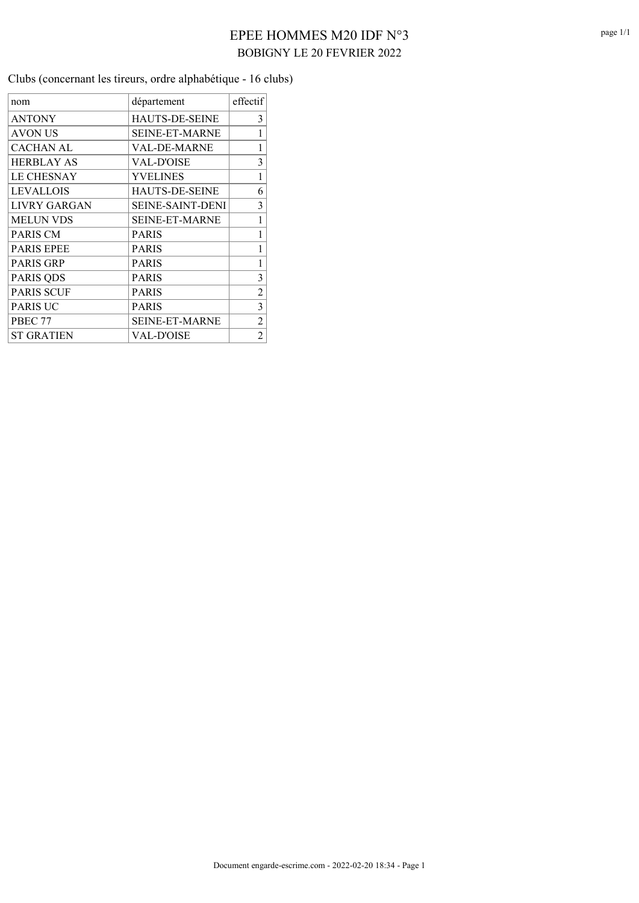# EPEE HOMMES M20 IDF N°3

BOBIGNY LE 20 FEVRIER 2022

Clubs (concernant les tireurs, ordre alphabétique - 16 clubs)

| nom | département | effectif |
|---|---|---|
| ANTONY | HAUTS-DE-SEINE | 3 |
| AVON US | SEINE-ET-MARNE | 1 |
| CACHAN AL | VAL-DE-MARNE | 1 |
| HERBLAY AS | VAL-D'OISE | 3 |
| LE CHESNAY | YVELINES | 1 |
| LEVALLOIS | HAUTS-DE-SEINE | 6 |
| LIVRY GARGAN | SEINE-SAINT-DENI | 3 |
| MELUN VDS | SEINE-ET-MARNE | 1 |
| PARIS CM | PARIS | 1 |
| PARIS EPEE | PARIS | 1 |
| PARIS GRP | PARIS | 1 |
| PARIS QDS | PARIS | 3 |
| PARIS SCUF | PARIS | 2 |
| PARIS UC | PARIS | 3 |
| PBEC 77 | SEINE-ET-MARNE | 2 |
| ST GRATIEN | VAL-D'OISE | 2 |

Document engarde-escrime.com - 2022-02-20 18:34 - Page 1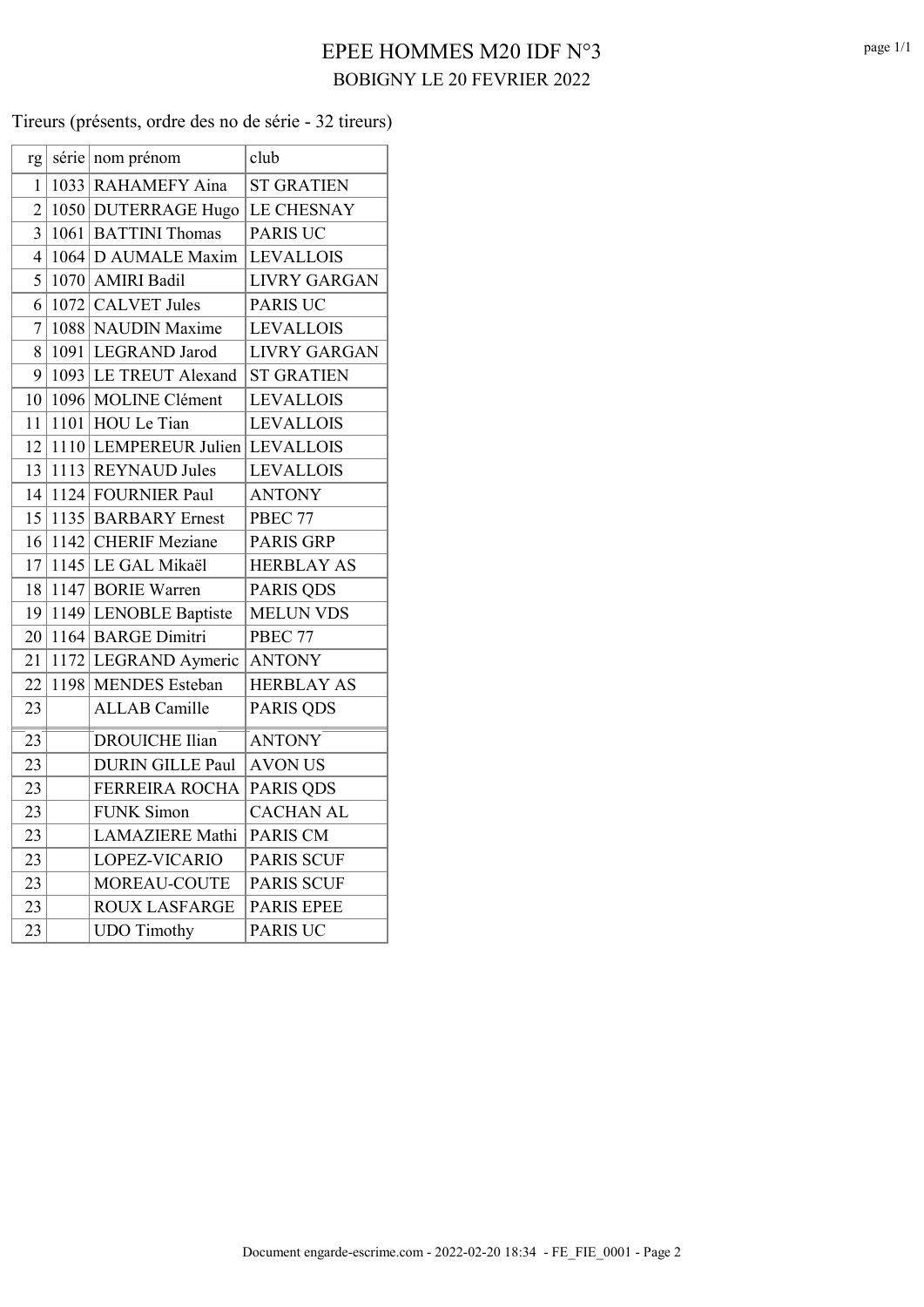# EPEE HOMMES M20 IDF N°3

BOBIGNY LE 20 FEVRIER 2022

Tireurs (présents, ordre des no de série - 32 tireurs)

| rg | série | nom prénom | club |
|---|---|---|---|
| 1 | 1033 | RAHAMEFY Aina | ST GRATIEN |
| 2 | 1050 | DUTERRAGE Hugo | LE CHESNAY |
| 3 | 1061 | BATTINI Thomas | PARIS UC |
| 4 | 1064 | D AUMALE Maxim | LEVALLOIS |
| 5 | 1070 | AMIRI Badil | LIVRY GARGAN |
| 6 | 1072 | CALVET Jules | PARIS UC |
| 7 | 1088 | NAUDIN Maxime | LEVALLOIS |
| 8 | 1091 | LEGRAND Jarod | LIVRY GARGAN |
| 9 | 1093 | LE TREUT Alexand | ST GRATIEN |
| 10 | 1096 | MOLINE Clément | LEVALLOIS |
| 11 | 1101 | HOU Le Tian | LEVALLOIS |
| 12 | 1110 | LEMPEREUR Julien | LEVALLOIS |
| 13 | 1113 | REYNAUD Jules | LEVALLOIS |
| 14 | 1124 | FOURNIER Paul | ANTONY |
| 15 | 1135 | BARBARY Ernest | PBEC 77 |
| 16 | 1142 | CHERIF Meziane | PARIS GRP |
| 17 | 1145 | LE GAL Mikaël | HERBLAY AS |
| 18 | 1147 | BORIE Warren | PARIS QDS |
| 19 | 1149 | LENOBLE Baptiste | MELUN VDS |
| 20 | 1164 | BARGE Dimitri | PBEC 77 |
| 21 | 1172 | LEGRAND Aymeric | ANTONY |
| 22 | 1198 | MENDES Esteban | HERBLAY AS |
| 23 | | ALLAB Camille | PARIS QDS |
| 23 | | DROUICHE Ilian | ANTONY |
| 23 | | DURIN GILLE Paul | AVON US |
| 23 | | FERREIRA ROCHA | PARIS QDS |
| 23 | | FUNK Simon | CACHAN AL |
| 23 | | LAMAZIERE Mathi | PARIS CM |
| 23 | | LOPEZ-VICARIO | PARIS SCUF |
| 23 | | MOREAU-COUTE | PARIS SCUF |
| 23 | | ROUX LASFARGE | PARIS EPEE |
| 23 | | UDO Timothy | PARIS UC |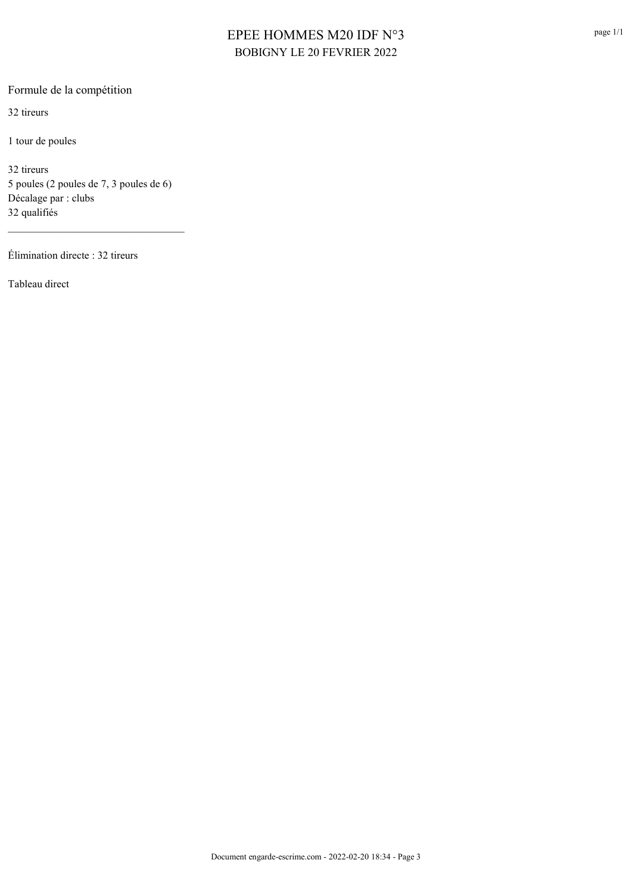# EPEE HOMMES M20 IDF N°3
BOBIGNY LE 20 FEVRIER 2022

## Formule de la compétition

32 tireurs

1 tour de poules

32 tireurs
5 poules (2 poules de 7, 3 poules de 6)
Décalage par : clubs
32 qualifiés

---

Élimination directe : 32 tireurs

Tableau direct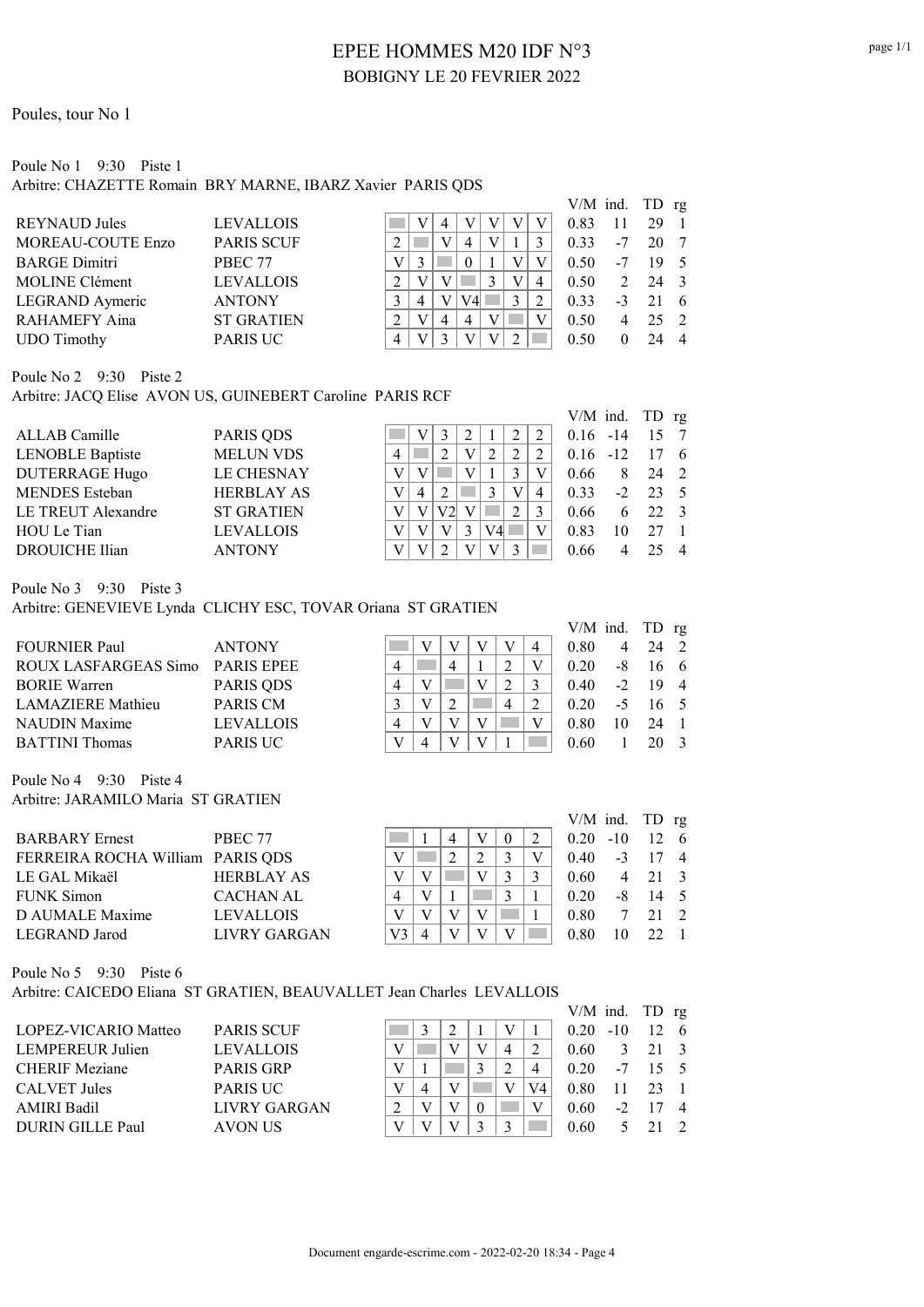# EPEE HOMMES M20 IDF N°3

BOBIGNY LE 20 FEVRIER 2022

Poules, tour No 1

Poule No 1 9:30 Piste 1
Arbitre: CHAZETTE Romain BRY MARNE, IBARZ Xavier PARIS QDS

| | | | | | | | | | V/M | ind. | TD | rg |
|---|---|---|---|---|---|---|---|---|---|---|---|---|
| REYNAUD Jules | LEVALLOIS | | V | 4 | V | V | V | V | 0.83 | 11 | 29 | 1 |
| MOREAU-COUTE Enzo | PARIS SCUF | 2 | | V | 4 | V | 1 | 3 | 0.33 | -7 | 20 | 7 |
| BARGE Dimitri | PBEC 77 | V | 3 | | 0 | 1 | V | V | 0.50 | -7 | 19 | 5 |
| MOLINE Clément | LEVALLOIS | 2 | V | V | | 3 | V | 4 | 0.50 | 2 | 24 | 3 |
| LEGRAND Aymeric | ANTONY | 3 | 4 | V | V4 | | 3 | 2 | 0.33 | -3 | 21 | 6 |
| RAHAMEFY Aina | ST GRATIEN | 2 | V | 4 | 4 | V | | V | 0.50 | 4 | 25 | 2 |
| UDO Timothy | PARIS UC | 4 | V | 3 | V | V | 2 | | 0.50 | 0 | 24 | 4 |

Poule No 2 9:30 Piste 2
Arbitre: JACQ Elise AVON US, GUINEBERT Caroline PARIS RCF

| | | | | | | | | | V/M | ind. | TD | rg |
|---|---|---|---|---|---|---|---|---|---|---|---|---|
| ALLAB Camille | PARIS QDS | | V | 3 | 2 | 1 | 2 | 2 | 0.16 | -14 | 15 | 7 |
| LENOBLE Baptiste | MELUN VDS | 4 | | 2 | V | 2 | 2 | 2 | 0.16 | -12 | 17 | 6 |
| DUTERRAGE Hugo | LE CHESNAY | V | V | | V | 1 | 3 | V | 0.66 | 8 | 24 | 2 |
| MENDES Esteban | HERBLAY AS | V | 4 | 2 | | 3 | V | 4 | 0.33 | -2 | 23 | 5 |
| LE TREUT Alexandre | ST GRATIEN | V | V | V2 | V | | 2 | 3 | 0.66 | 6 | 22 | 3 |
| HOU Le Tian | LEVALLOIS | V | V | V | 3 | V4 | | V | 0.83 | 10 | 27 | 1 |
| DROUICHE Ilian | ANTONY | V | V | 2 | V | V | 3 | | 0.66 | 4 | 25 | 4 |

Poule No 3 9:30 Piste 3
Arbitre: GENEVIEVE Lynda CLICHY ESC, TOVAR Oriana ST GRATIEN

| | | | | | | | | V/M | ind. | TD | rg |
|---|---|---|---|---|---|---|---|---|---|---|---|
| FOURNIER Paul | ANTONY | | V | V | V | V | 4 | 0.80 | 4 | 24 | 2 |
| ROUX LASFARGEAS Simo | PARIS EPEE | 4 | | 4 | 1 | 2 | V | 0.20 | -8 | 16 | 6 |
| BORIE Warren | PARIS QDS | 4 | V | | V | 2 | 3 | 0.40 | -2 | 19 | 4 |
| LAMAZIERE Mathieu | PARIS CM | 3 | V | 2 | | 4 | 2 | 0.20 | -5 | 16 | 5 |
| NAUDIN Maxime | LEVALLOIS | 4 | V | V | V | | V | 0.80 | 10 | 24 | 1 |
| BATTINI Thomas | PARIS UC | V | 4 | V | V | 1 | | 0.60 | 1 | 20 | 3 |

Poule No 4 9:30 Piste 4
Arbitre: JARAMILO Maria ST GRATIEN

| | | | | | | | | V/M | ind. | TD | rg |
|---|---|---|---|---|---|---|---|---|---|---|---|
| BARBARY Ernest | PBEC 77 | | 1 | 4 | V | 0 | 2 | 0.20 | -10 | 12 | 6 |
| FERREIRA ROCHA William | PARIS QDS | V | | 2 | 2 | 3 | V | 0.40 | -3 | 17 | 4 |
| LE GAL Mikaël | HERBLAY AS | V | V | | V | 3 | 3 | 0.60 | 4 | 21 | 3 |
| FUNK Simon | CACHAN AL | 4 | V | 1 | | 3 | 1 | 0.20 | -8 | 14 | 5 |
| D AUMALE Maxime | LEVALLOIS | V | V | V | V | | 1 | 0.80 | 7 | 21 | 2 |
| LEGRAND Jarod | LIVRY GARGAN | V3 | 4 | V | V | V | | 0.80 | 10 | 22 | 1 |

Poule No 5 9:30 Piste 6
Arbitre: CAICEDO Eliana ST GRATIEN, BEAUVALLET Jean Charles LEVALLOIS

| | | | | | | | | V/M | ind. | TD | rg |
|---|---|---|---|---|---|---|---|---|---|---|---|
| LOPEZ-VICARIO Matteo | PARIS SCUF | | 3 | 2 | 1 | V | 1 | 0.20 | -10 | 12 | 6 |
| LEMPEREUR Julien | LEVALLOIS | V | | V | V | 4 | 2 | 0.60 | 3 | 21 | 3 |
| CHERIF Meziane | PARIS GRP | V | 1 | | 3 | 2 | 4 | 0.20 | -7 | 15 | 5 |
| CALVET Jules | PARIS UC | V | 4 | V | | V | V4 | 0.80 | 11 | 23 | 1 |
| AMIRI Badil | LIVRY GARGAN | 2 | V | V | 0 | | V | 0.60 | -2 | 17 | 4 |
| DURIN GILLE Paul | AVON US | V | V | V | 3 | 3 | | 0.60 | 5 | 21 | 2 |

Document engarde-escrime.com - 2022-02-20 18:34 - Page 4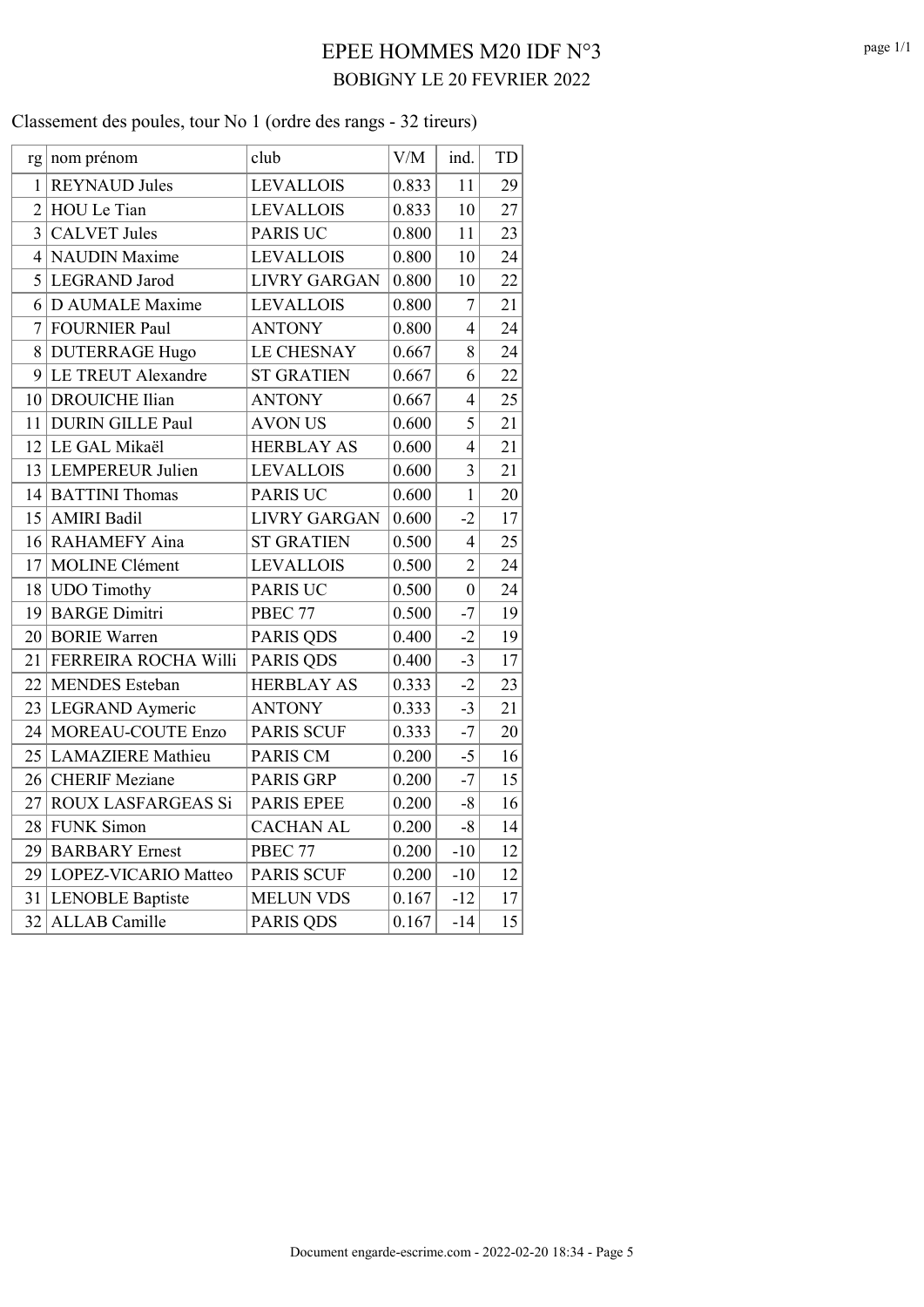# EPEE HOMMES M20 IDF N°3

## BOBIGNY LE 20 FEVRIER 2022

Classement des poules, tour No 1 (ordre des rangs - 32 tireurs)

| rg | nom prénom | club | V/M | ind. | TD |
|---|---|---|---|---|---|
| 1 | REYNAUD Jules | LEVALLOIS | 0.833 | 11 | 29 |
| 2 | HOU Le Tian | LEVALLOIS | 0.833 | 10 | 27 |
| 3 | CALVET Jules | PARIS UC | 0.800 | 11 | 23 |
| 4 | NAUDIN Maxime | LEVALLOIS | 0.800 | 10 | 24 |
| 5 | LEGRAND Jarod | LIVRY GARGAN | 0.800 | 10 | 22 |
| 6 | D AUMALE Maxime | LEVALLOIS | 0.800 | 7 | 21 |
| 7 | FOURNIER Paul | ANTONY | 0.800 | 4 | 24 |
| 8 | DUTERRAGE Hugo | LE CHESNAY | 0.667 | 8 | 24 |
| 9 | LE TREUT Alexandre | ST GRATIEN | 0.667 | 6 | 22 |
| 10 | DROUICHE Ilian | ANTONY | 0.667 | 4 | 25 |
| 11 | DURIN GILLE Paul | AVON US | 0.600 | 5 | 21 |
| 12 | LE GAL Mikaël | HERBLAY AS | 0.600 | 4 | 21 |
| 13 | LEMPEREUR Julien | LEVALLOIS | 0.600 | 3 | 21 |
| 14 | BATTINI Thomas | PARIS UC | 0.600 | 1 | 20 |
| 15 | AMIRI Badil | LIVRY GARGAN | 0.600 | -2 | 17 |
| 16 | RAHAMEFY Aina | ST GRATIEN | 0.500 | 4 | 25 |
| 17 | MOLINE Clément | LEVALLOIS | 0.500 | 2 | 24 |
| 18 | UDO Timothy | PARIS UC | 0.500 | 0 | 24 |
| 19 | BARGE Dimitri | PBEC 77 | 0.500 | -7 | 19 |
| 20 | BORIE Warren | PARIS QDS | 0.400 | -2 | 19 |
| 21 | FERREIRA ROCHA Willi | PARIS QDS | 0.400 | -3 | 17 |
| 22 | MENDES Esteban | HERBLAY AS | 0.333 | -2 | 23 |
| 23 | LEGRAND Aymeric | ANTONY | 0.333 | -3 | 21 |
| 24 | MOREAU-COUTE Enzo | PARIS SCUF | 0.333 | -7 | 20 |
| 25 | LAMAZIERE Mathieu | PARIS CM | 0.200 | -5 | 16 |
| 26 | CHERIF Meziane | PARIS GRP | 0.200 | -7 | 15 |
| 27 | ROUX LASFARGEAS Si | PARIS EPEE | 0.200 | -8 | 16 |
| 28 | FUNK Simon | CACHAN AL | 0.200 | -8 | 14 |
| 29 | BARBARY Ernest | PBEC 77 | 0.200 | -10 | 12 |
| 29 | LOPEZ-VICARIO Matteo | PARIS SCUF | 0.200 | -10 | 12 |
| 31 | LENOBLE Baptiste | MELUN VDS | 0.167 | -12 | 17 |
| 32 | ALLAB Camille | PARIS QDS | 0.167 | -14 | 15 |

Document engarde-escrime.com - 2022-02-20 18:34 - Page 5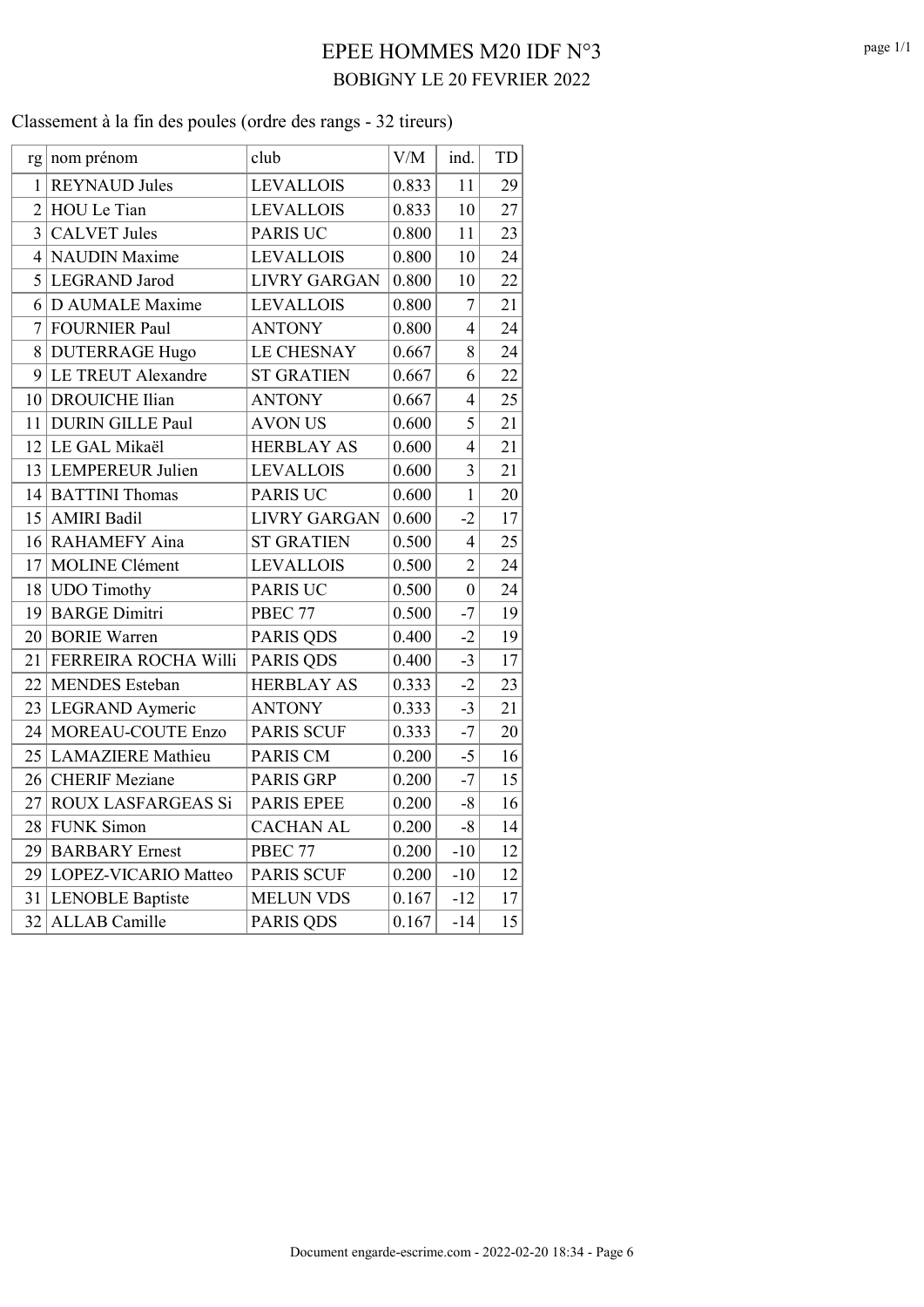# EPEE HOMMES M20 IDF N°3

## BOBIGNY LE 20 FEVRIER 2022

Classement à la fin des poules (ordre des rangs - 32 tireurs)

| rg | nom prénom | club | V/M | ind. | TD |
|---|---|---|---|---|---|
| 1 | REYNAUD Jules | LEVALLOIS | 0.833 | 11 | 29 |
| 2 | HOU Le Tian | LEVALLOIS | 0.833 | 10 | 27 |
| 3 | CALVET Jules | PARIS UC | 0.800 | 11 | 23 |
| 4 | NAUDIN Maxime | LEVALLOIS | 0.800 | 10 | 24 |
| 5 | LEGRAND Jarod | LIVRY GARGAN | 0.800 | 10 | 22 |
| 6 | D AUMALE Maxime | LEVALLOIS | 0.800 | 7 | 21 |
| 7 | FOURNIER Paul | ANTONY | 0.800 | 4 | 24 |
| 8 | DUTERRAGE Hugo | LE CHESNAY | 0.667 | 8 | 24 |
| 9 | LE TREUT Alexandre | ST GRATIEN | 0.667 | 6 | 22 |
| 10 | DROUICHE Ilian | ANTONY | 0.667 | 4 | 25 |
| 11 | DURIN GILLE Paul | AVON US | 0.600 | 5 | 21 |
| 12 | LE GAL Mikaël | HERBLAY AS | 0.600 | 4 | 21 |
| 13 | LEMPEREUR Julien | LEVALLOIS | 0.600 | 3 | 21 |
| 14 | BATTINI Thomas | PARIS UC | 0.600 | 1 | 20 |
| 15 | AMIRI Badil | LIVRY GARGAN | 0.600 | -2 | 17 |
| 16 | RAHAMEFY Aina | ST GRATIEN | 0.500 | 4 | 25 |
| 17 | MOLINE Clément | LEVALLOIS | 0.500 | 2 | 24 |
| 18 | UDO Timothy | PARIS UC | 0.500 | 0 | 24 |
| 19 | BARGE Dimitri | PBEC 77 | 0.500 | -7 | 19 |
| 20 | BORIE Warren | PARIS QDS | 0.400 | -2 | 19 |
| 21 | FERREIRA ROCHA Willi | PARIS QDS | 0.400 | -3 | 17 |
| 22 | MENDES Esteban | HERBLAY AS | 0.333 | -2 | 23 |
| 23 | LEGRAND Aymeric | ANTONY | 0.333 | -3 | 21 |
| 24 | MOREAU-COUTE Enzo | PARIS SCUF | 0.333 | -7 | 20 |
| 25 | LAMAZIERE Mathieu | PARIS CM | 0.200 | -5 | 16 |
| 26 | CHERIF Meziane | PARIS GRP | 0.200 | -7 | 15 |
| 27 | ROUX LASFARGEAS Si | PARIS EPEE | 0.200 | -8 | 16 |
| 28 | FUNK Simon | CACHAN AL | 0.200 | -8 | 14 |
| 29 | BARBARY Ernest | PBEC 77 | 0.200 | -10 | 12 |
| 29 | LOPEZ-VICARIO Matteo | PARIS SCUF | 0.200 | -10 | 12 |
| 31 | LENOBLE Baptiste | MELUN VDS | 0.167 | -12 | 17 |
| 32 | ALLAB Camille | PARIS QDS | 0.167 | -14 | 15 |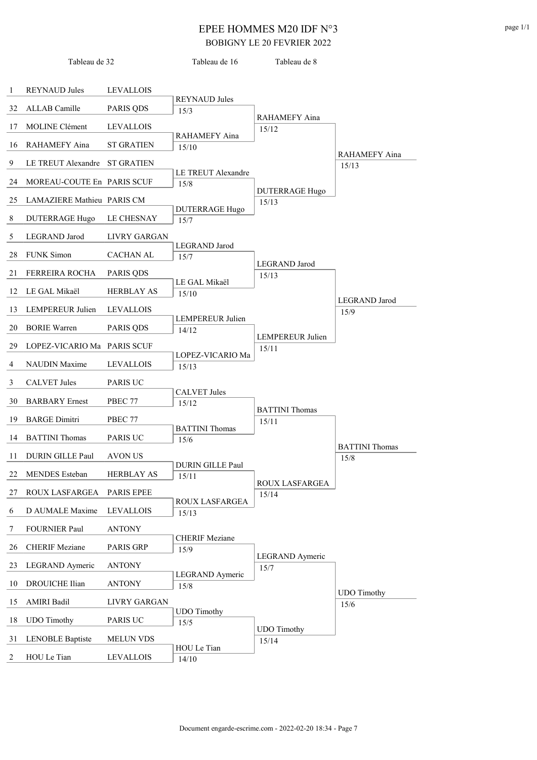# EPEE HOMMES M20 IDF N°3

BOBIGNY LE 20 FEVRIER 2022

| Tableau de 32 | | | Tableau de 16 | Tableau de 8 | |
|---|---|---|---|---|---|
| 1 | REYNAUD Jules | LEVALLOIS | REYNAUD Jules 15/3 | RAHAMEFY Aina 15/12 | RAHAMEFY Aina 15/13 |
| 32 | ALLAB Camille | PARIS QDS | | | |
| 17 | MOLINE Clément | LEVALLOIS | RAHAMEFY Aina 15/10 | | |
| 16 | RAHAMEFY Aina | ST GRATIEN | | | |
| 9 | LE TREUT Alexandre | ST GRATIEN | LE TREUT Alexandre 15/8 | DUTERRAGE Hugo 15/13 | |
| 24 | MOREAU-COUTE En | PARIS SCUF | | | |
| 25 | LAMAZIERE Mathieu | PARIS CM | DUTERRAGE Hugo 15/7 | | |
| 8 | DUTERRAGE Hugo | LE CHESNAY | | | |
| 5 | LEGRAND Jarod | LIVRY GARGAN | LEGRAND Jarod 15/7 | LEGRAND Jarod 15/13 | LEGRAND Jarod 15/9 |
| 28 | FUNK Simon | CACHAN AL | | | |
| 21 | FERREIRA ROCHA | PARIS QDS | LE GAL Mikaël 15/10 | | |
| 12 | LE GAL Mikaël | HERBLAY AS | | | |
| 13 | LEMPEREUR Julien | LEVALLOIS | LEMPEREUR Julien 14/12 | LEMPEREUR Julien 15/11 | |
| 20 | BORIE Warren | PARIS QDS | | | |
| 29 | LOPEZ-VICARIO Ma | PARIS SCUF | LOPEZ-VICARIO Ma 15/13 | | |
| 4 | NAUDIN Maxime | LEVALLOIS | | | |
| 3 | CALVET Jules | PARIS UC | CALVET Jules 15/12 | BATTINI Thomas 15/11 | BATTINI Thomas 15/8 |
| 30 | BARBARY Ernest | PBEC 77 | | | |
| 19 | BARGE Dimitri | PBEC 77 | BATTINI Thomas 15/6 | | |
| 14 | BATTINI Thomas | PARIS UC | | | |
| 11 | DURIN GILLE Paul | AVON US | DURIN GILLE Paul 15/11 | ROUX LASFARGEA 15/14 | |
| 22 | MENDES Esteban | HERBLAY AS | | | |
| 27 | ROUX LASFARGEA | PARIS EPEE | ROUX LASFARGEA 15/13 | | |
| 6 | D AUMALE Maxime | LEVALLOIS | | | |
| 7 | FOURNIER Paul | ANTONY | CHERIF Meziane 15/9 | LEGRAND Aymeric 15/7 | UDO Timothy 15/6 |
| 26 | CHERIF Meziane | PARIS GRP | | | |
| 23 | LEGRAND Aymeric | ANTONY | LEGRAND Aymeric 15/8 | | |
| 10 | DROUICHE Ilian | ANTONY | | | |
| 15 | AMIRI Badil | LIVRY GARGAN | UDO Timothy 15/5 | UDO Timothy 15/14 | |
| 18 | UDO Timothy | PARIS UC | | | |
| 31 | LENOBLE Baptiste | MELUN VDS | HOU Le Tian 14/10 | | |
| 2 | HOU Le Tian | LEVALLOIS | | | |

Document engarde-escrime.com - 2022-02-20 18:34 - Page 7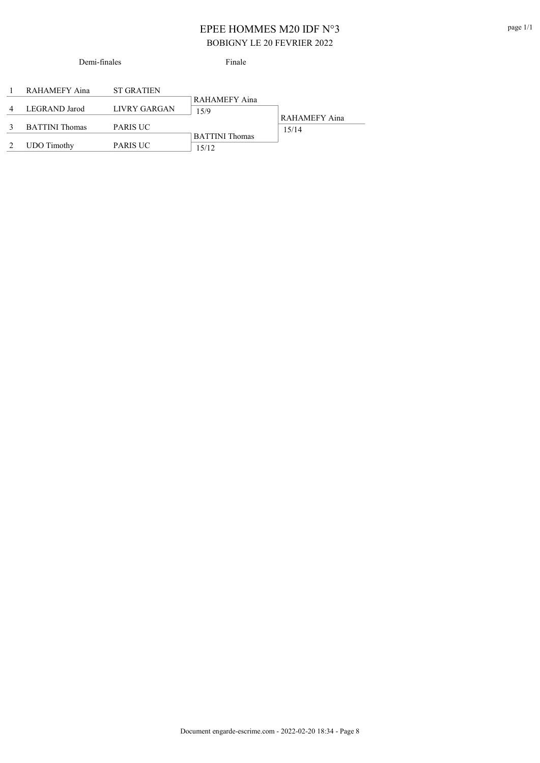# EPEE HOMMES M20 IDF N°3

BOBIGNY LE 20 FEVRIER 2022

| Demi-finales | | | Finale | |
|---|---|---|---|---|
| 1 | RAHAMEFY Aina | ST GRATIEN | | |
| | | | RAHAMEFY Aina 15/9 | |
| 4 | LEGRAND Jarod | LIVRY GARGAN | | |
| | | | | RAHAMEFY Aina 15/14 |
| 3 | BATTINI Thomas | PARIS UC | | |
| | | | BATTINI Thomas 15/12 | |
| 2 | UDO Timothy | PARIS UC | | |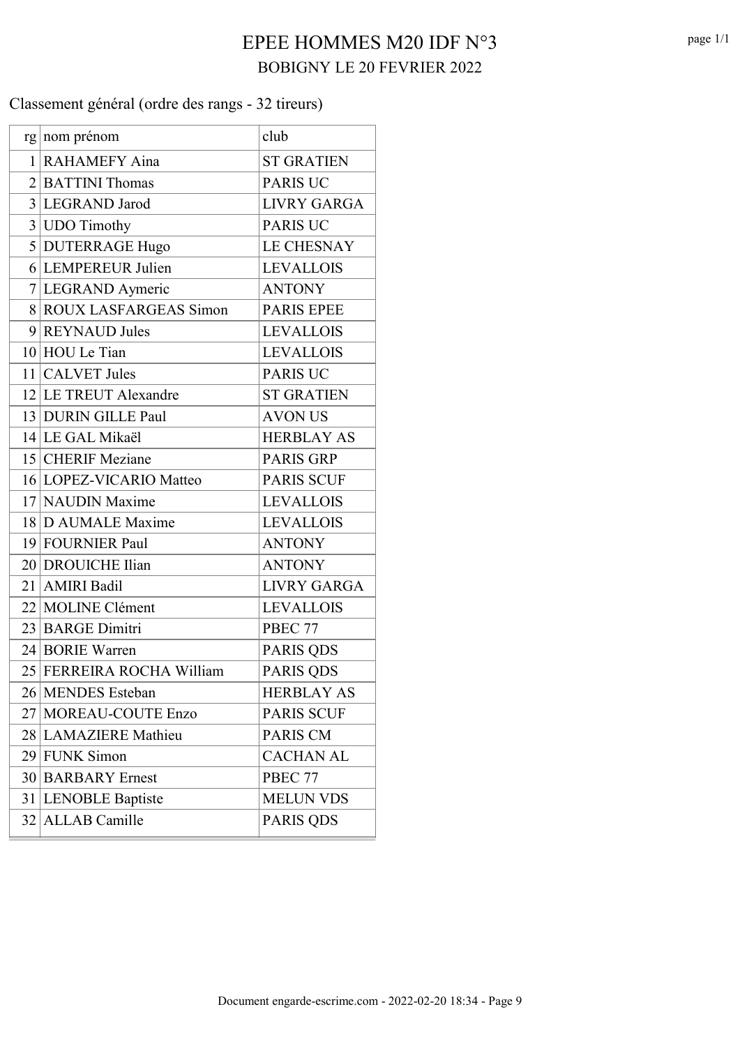# EPEE HOMMES M20 IDF N°3

## BOBIGNY LE 20 FEVRIER 2022

Classement général (ordre des rangs - 32 tireurs)

| rg | nom prénom | club |
|---|---|---|
| 1 | RAHAMEFY Aina | ST GRATIEN |
| 2 | BATTINI Thomas | PARIS UC |
| 3 | LEGRAND Jarod | LIVRY GARGA |
| 3 | UDO Timothy | PARIS UC |
| 5 | DUTERRAGE Hugo | LE CHESNAY |
| 6 | LEMPEREUR Julien | LEVALLOIS |
| 7 | LEGRAND Aymeric | ANTONY |
| 8 | ROUX LASFARGEAS Simon | PARIS EPEE |
| 9 | REYNAUD Jules | LEVALLOIS |
| 10 | HOU Le Tian | LEVALLOIS |
| 11 | CALVET Jules | PARIS UC |
| 12 | LE TREUT Alexandre | ST GRATIEN |
| 13 | DURIN GILLE Paul | AVON US |
| 14 | LE GAL Mikaël | HERBLAY AS |
| 15 | CHERIF Meziane | PARIS GRP |
| 16 | LOPEZ-VICARIO Matteo | PARIS SCUF |
| 17 | NAUDIN Maxime | LEVALLOIS |
| 18 | D AUMALE Maxime | LEVALLOIS |
| 19 | FOURNIER Paul | ANTONY |
| 20 | DROUICHE Ilian | ANTONY |
| 21 | AMIRI Badil | LIVRY GARGA |
| 22 | MOLINE Clément | LEVALLOIS |
| 23 | BARGE Dimitri | PBEC 77 |
| 24 | BORIE Warren | PARIS QDS |
| 25 | FERREIRA ROCHA William | PARIS QDS |
| 26 | MENDES Esteban | HERBLAY AS |
| 27 | MOREAU-COUTE Enzo | PARIS SCUF |
| 28 | LAMAZIERE Mathieu | PARIS CM |
| 29 | FUNK Simon | CACHAN AL |
| 30 | BARBARY Ernest | PBEC 77 |
| 31 | LENOBLE Baptiste | MELUN VDS |
| 32 | ALLAB Camille | PARIS QDS |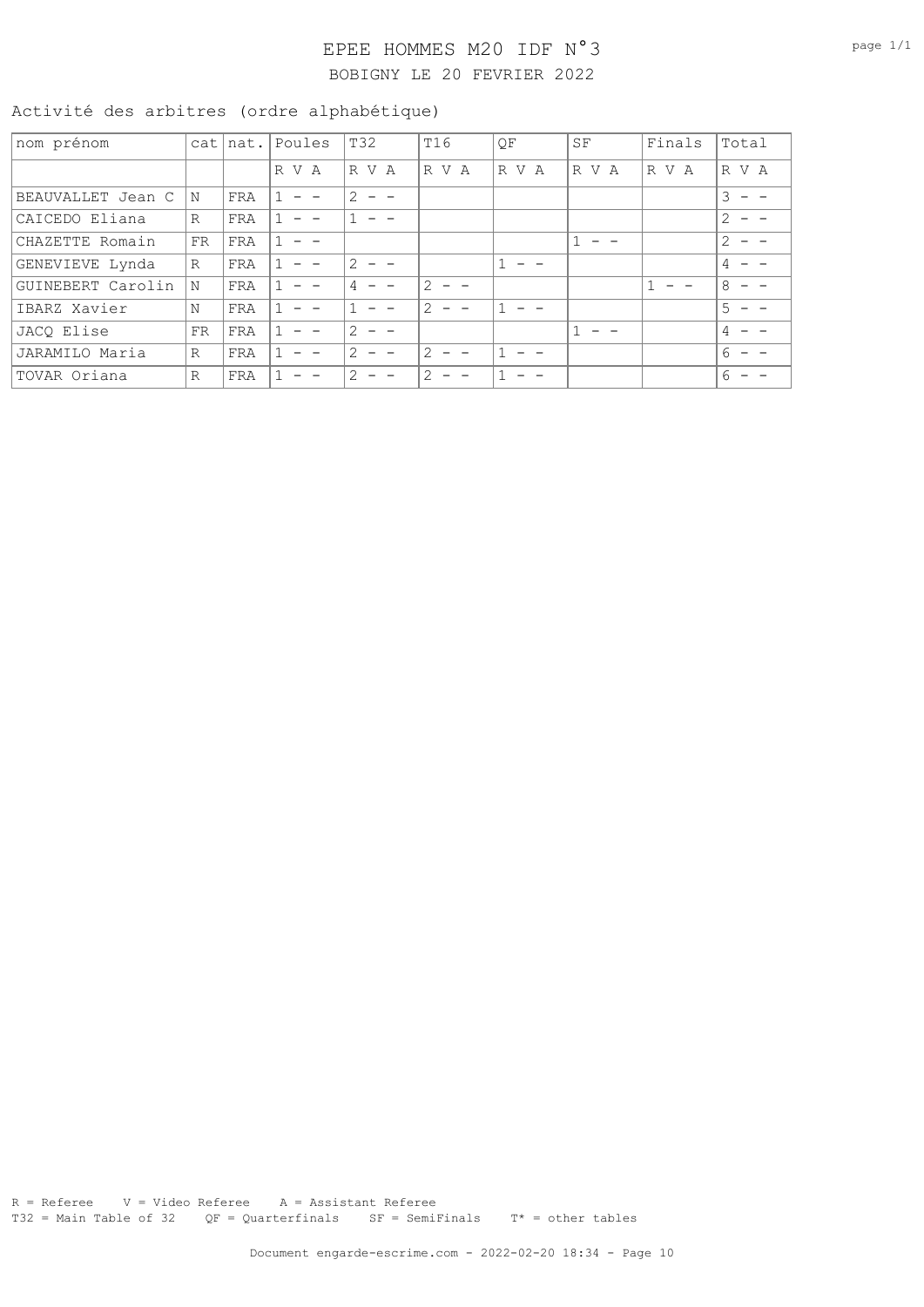# EPEE HOMMES M20 IDF N°3

BOBIGNY LE 20 FEVRIER 2022

Activité des arbitres (ordre alphabétique)

| nom prénom | cat | nat. | Poules | T32 | T16 | QF | SF | Finals | Total |
|---|---|---|---|---|---|---|---|---|---|
| | | | R V A | R V A | R V A | R V A | R V A | R V A | R V A |
| BEAUVALLET Jean C | N | FRA | 1 - - | 2 - - | | | | | 3 - - |
| CAICEDO Eliana | R | FRA | 1 - - | 1 - - | | | | | 2 - - |
| CHAZETTE Romain | FR | FRA | 1 - - | | | | 1 - - | | 2 - - |
| GENEVIEVE Lynda | R | FRA | 1 - - | 2 - - | | 1 - - | | | 4 - - |
| GUINEBERT Carolin | N | FRA | 1 - - | 4 - - | 2 - - | | | 1 - - | 8 - - |
| IBARZ Xavier | N | FRA | 1 - - | 1 - - | 2 - - | 1 - - | | | 5 - - |
| JACQ Elise | FR | FRA | 1 - - | 2 - - | | | 1 - - | | 4 - - |
| JARAMILO Maria | R | FRA | 1 - - | 2 - - | 2 - - | 1 - - | | | 6 - - |
| TOVAR Oriana | R | FRA | 1 - - | 2 - - | 2 - - | 1 - - | | | 6 - - |

R = Referee    V = Video Referee    A = Assistant Referee
T32 = Main Table of 32    QF = Quarterfinals    SF = SemiFinals    T* = other tables

Document engarde-escrime.com - 2022-02-20 18:34